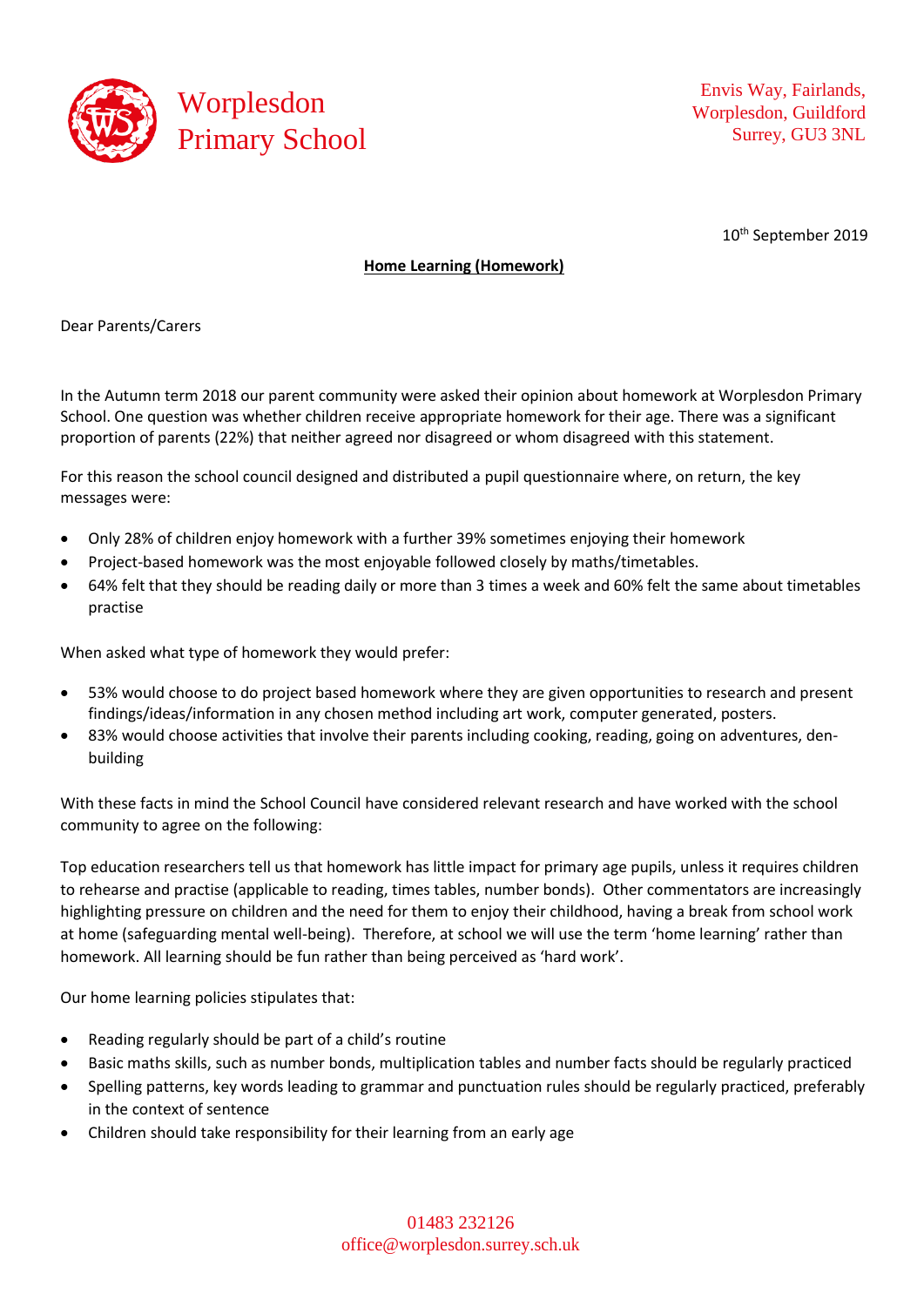Worpledson Primary School

Envis Way, Fairlands,
Worplesdon, Guildford
Surrey, GU3 3NL

10th September 2019

**Home Learning (Homework)**

Dear Parents/Carers

In the Autumn term 2018 our parent community were asked their opinion about homework at Worplesdon Primary School. One question was whether children receive appropriate homework for their age. There was a significant proportion of parents (22%) that neither agreed nor disagreed or whom disagreed with this statement.

For this reason the school council designed and distributed a pupil questionnaire where, on return, the key messages were:

- Only 28% of children enjoy homework with a further 39% sometimes enjoying their homework
- Project-based homework was the most enjoyable followed closely by maths/timetables.
- 64% felt that they should be reading daily or more than 3 times a week and 60% felt the same about timetables practise

When asked what type of homework they would prefer:

- 53% would choose to do project based homework where they are given opportunities to research and present findings/ideas/information in any chosen method including art work, computer generated, posters.
- 83% would choose activities that involve their parents including cooking, reading, going on adventures, den-building

With these facts in mind the School Council have considered relevant research and have worked with the school community to agree on the following:

Top education researchers tell us that homework has little impact for primary age pupils, unless it requires children to rehearse and practise (applicable to reading, times tables, number bonds). Other commentators are increasingly highlighting pressure on children and the need for them to enjoy their childhood, having a break from school work at home (safeguarding mental well-being). Therefore, at school we will use the term 'home learning' rather than homework. All learning should be fun rather than being perceived as 'hard work'.

Our home learning policies stipulates that:

- Reading regularly should be part of a child's routine
- Basic maths skills, such as number bonds, multiplication tables and number facts should be regularly practiced
- Spelling patterns, key words leading to grammar and punctuation rules should be regularly practiced, preferably in the context of sentence
- Children should take responsibility for their learning from an early age

01483 232126
office@worplesdon.surrey.sch.uk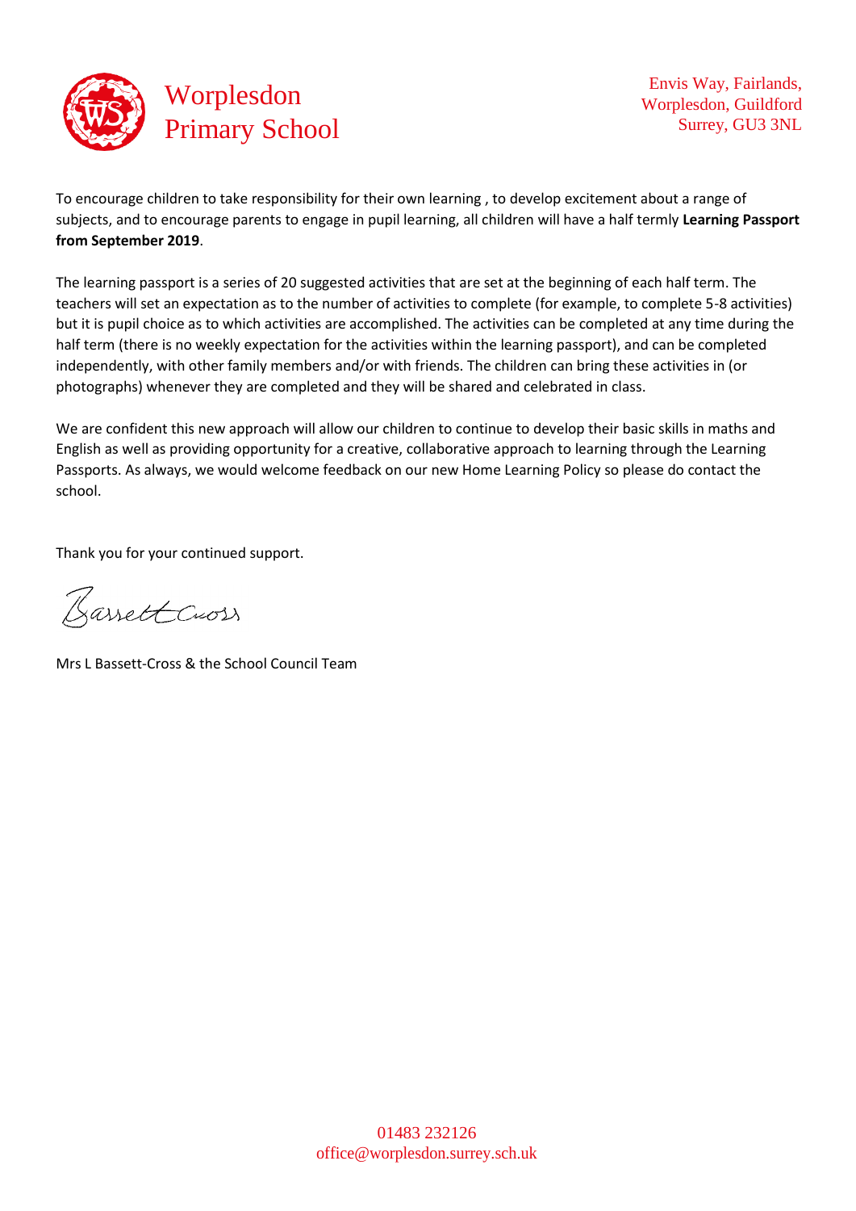Worplesdon
Primary School

Envis Way, Fairlands,
Worplesdon, Guildford
Surrey, GU3 3NL

To encourage children to take responsibility for their own learning , to develop excitement about a range of subjects, and to encourage parents to engage in pupil learning, all children will have a half termly **Learning Passport from September 2019**.

The learning passport is a series of 20 suggested activities that are set at the beginning of each half term. The teachers will set an expectation as to the number of activities to complete (for example, to complete 5-8 activities) but it is pupil choice as to which activities are accomplished. The activities can be completed at any time during the half term (there is no weekly expectation for the activities within the learning passport), and can be completed independently, with other family members and/or with friends. The children can bring these activities in (or photographs) whenever they are completed and they will be shared and celebrated in class.

We are confident this new approach will allow our children to continue to develop their basic skills in maths and English as well as providing opportunity for a creative, collaborative approach to learning through the Learning Passports. As always, we would welcome feedback on our new Home Learning Policy so please do contact the school.

Thank you for your continued support.

Bassett Cross

Mrs L Bassett-Cross & the School Council Team

01483 232126
office@worplesdon.surrey.sch.uk